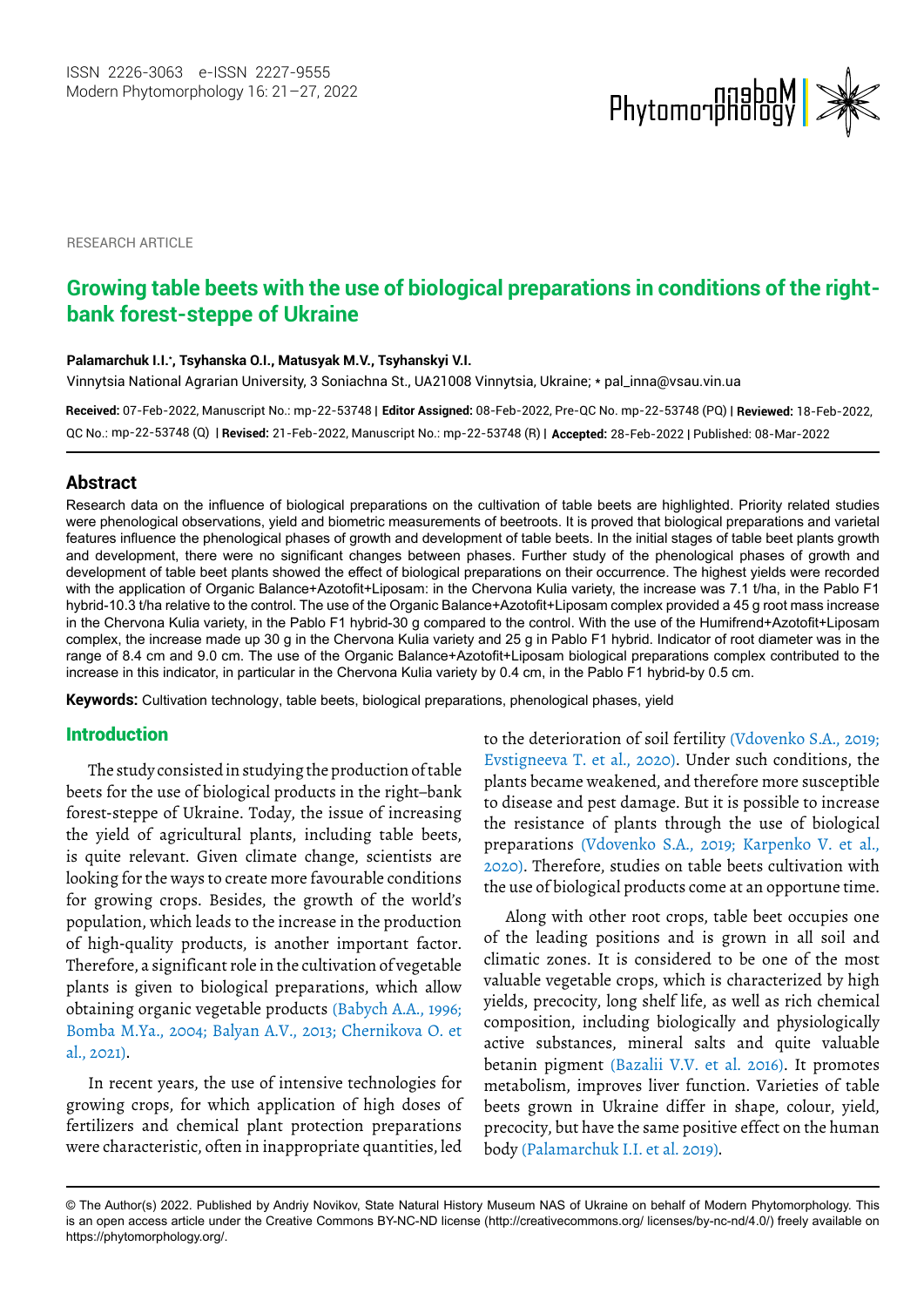RESEARCH ARTICLE

# Growing table beets with the use of biological preparations in conditions of the right-bank forest-steppe of Ukraine

**Palamarchuk I.I.*, Tsyhanska O.I., Matusyak M.V., Tsyhanskyi V.I.**

Vinnytsia National Agrarian University, 3 Soniachna St., UA21008 Vinnytsia, Ukraine; * pal_inna@vsau.vin.ua

**Received:** 07-Feb-2022, Manuscript No.: mp-22-53748 | **Editor Assigned:** 08-Feb-2022, Pre-QC No. mp-22-53748 (PQ) | **Reviewed:** 18-Feb-2022, QC No.: mp-22-53748 (Q) | **Revised:** 21-Feb-2022, Manuscript No.: mp-22-53748 (R) | **Accepted:** 28-Feb-2022 | Published: 08-Mar-2022

## Abstract

Research data on the influence of biological preparations on the cultivation of table beets are highlighted. Priority related studies were phenological observations, yield and biometric measurements of beetroots. It is proved that biological preparations and varietal features influence the phenological phases of growth and development of table beets. In the initial stages of table beet plants growth and development, there were no significant changes between phases. Further study of the phenological phases of growth and development of table beet plants showed the effect of biological preparations on their occurrence. The highest yields were recorded with the application of Organic Balance+Azotofit+Liposam: in the Chervona Kulia variety, the increase was 7.1 t/ha, in the Pablo F1 hybrid-10.3 t/ha relative to the control. The use of the Organic Balance+Azotofit+Liposam complex provided a 45 g root mass increase in the Chervona Kulia variety, in the Pablo F1 hybrid-30 g compared to the control. With the use of the Humifrend+Azotofit+Liposam complex, the increase made up 30 g in the Chervona Kulia variety and 25 g in Pablo F1 hybrid. Indicator of root diameter was in the range of 8.4 cm and 9.0 cm. The use of the Organic Balance+Azotofit+Liposam biological preparations complex contributed to the increase in this indicator, in particular in the Chervona Kulia variety by 0.4 cm, in the Pablo F1 hybrid-by 0.5 cm.

**Keywords:** Cultivation technology, table beets, biological preparations, phenological phases, yield

## Introduction

The study consisted in studying the production of table beets for the use of biological products in the right–bank forest-steppe of Ukraine. Today, the issue of increasing the yield of agricultural plants, including table beets, is quite relevant. Given climate change, scientists are looking for the ways to create more favourable conditions for growing crops. Besides, the growth of the world's population, which leads to the increase in the production of high-quality products, is another important factor. Therefore, a significant role in the cultivation of vegetable plants is given to biological preparations, which allow obtaining organic vegetable products (Babych A.A., 1996; Bomba M.Ya., 2004; Balyan A.V., 2013; Chernikova O. et al., 2021).

In recent years, the use of intensive technologies for growing crops, for which application of high doses of fertilizers and chemical plant protection preparations were characteristic, often in inappropriate quantities, led to the deterioration of soil fertility (Vdovenko S.A., 2019; Evstigneeva T. et al., 2020). Under such conditions, the plants became weakened, and therefore more susceptible to disease and pest damage. But it is possible to increase the resistance of plants through the use of biological preparations (Vdovenko S.A., 2019; Karpenko V. et al., 2020). Therefore, studies on table beets cultivation with the use of biological products come at an opportune time.

Along with other root crops, table beet occupies one of the leading positions and is grown in all soil and climatic zones. It is considered to be one of the most valuable vegetable crops, which is characterized by high yields, precocity, long shelf life, as well as rich chemical composition, including biologically and physiologically active substances, mineral salts and quite valuable betanin pigment (Bazalii V.V. et al. 2016). It promotes metabolism, improves liver function. Varieties of table beets grown in Ukraine differ in shape, colour, yield, precocity, but have the same positive effect on the human body (Palamarchuk I.I. et al. 2019).

© The Author(s) 2022. Published by Andriy Novikov, State Natural History Museum NAS of Ukraine on behalf of Modern Phytomorphology. This is an open access article under the Creative Commons BY-NC-ND license (http://creativecommons.org/ licenses/by-nc-nd/4.0/) freely available on https://phytomorphology.org/.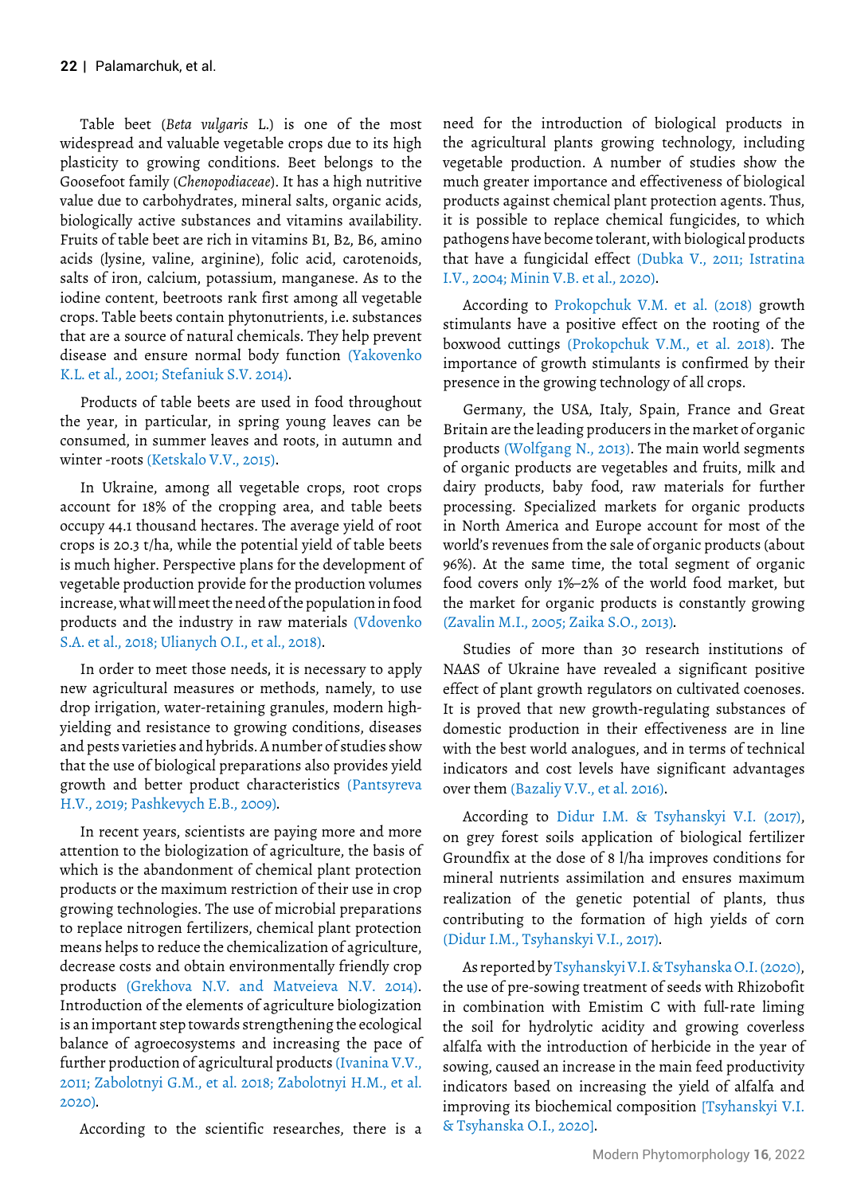Table beet (*Beta vulgaris* L.) is one of the most widespread and valuable vegetable crops due to its high plasticity to growing conditions. Beet belongs to the Goosefoot family (*Chenopodiaceae*). It has a high nutritive value due to carbohydrates, mineral salts, organic acids, biologically active substances and vitamins availability. Fruits of table beet are rich in vitamins B1, B2, B6, amino acids (lysine, valine, arginine), folic acid, carotenoids, salts of iron, calcium, potassium, manganese. As to the iodine content, beetroots rank first among all vegetable crops. Table beets contain phytonutrients, i.e. substances that are a source of natural chemicals. They help prevent disease and ensure normal body function (Yakovenko K.L. et al., 2001; Stefaniuk S.V. 2014).

Products of table beets are used in food throughout the year, in particular, in spring young leaves can be consumed, in summer leaves and roots, in autumn and winter -roots (Ketskalo V.V., 2015).

In Ukraine, among all vegetable crops, root crops account for 18% of the cropping area, and table beets occupy 44.1 thousand hectares. The average yield of root crops is 20.3 t/ha, while the potential yield of table beets is much higher. Perspective plans for the development of vegetable production provide for the production volumes increase, what will meet the need of the population in food products and the industry in raw materials (Vdovenko S.A. et al., 2018; Ulianych O.I., et al., 2018).

In order to meet those needs, it is necessary to apply new agricultural measures or methods, namely, to use drop irrigation, water-retaining granules, modern high-yielding and resistance to growing conditions, diseases and pests varieties and hybrids. A number of studies show that the use of biological preparations also provides yield growth and better product characteristics (Pantsyreva H.V., 2019; Pashkevych E.B., 2009).

In recent years, scientists are paying more and more attention to the biologization of agriculture, the basis of which is the abandonment of chemical plant protection products or the maximum restriction of their use in crop growing technologies. The use of microbial preparations to replace nitrogen fertilizers, chemical plant protection means helps to reduce the chemicalization of agriculture, decrease costs and obtain environmentally friendly crop products (Grekhova N.V. and Matveieva N.V. 2014). Introduction of the elements of agriculture biologization is an important step towards strengthening the ecological balance of agroecosystems and increasing the pace of further production of agricultural products (Ivanina V.V., 2011; Zabolotnyi G.M., et al. 2018; Zabolotnyi H.M., et al. 2020).

According to the scientific researches, there is a need for the introduction of biological products in the agricultural plants growing technology, including vegetable production. A number of studies show the much greater importance and effectiveness of biological products against chemical plant protection agents. Thus, it is possible to replace chemical fungicides, to which pathogens have become tolerant, with biological products that have a fungicidal effect (Dubka V., 2011; Istratina I.V., 2004; Minin V.B. et al., 2020).

According to Prokopchuk V.M. et al. (2018) growth stimulants have a positive effect on the rooting of the boxwood cuttings (Prokopchuk V.M., et al. 2018). The importance of growth stimulants is confirmed by their presence in the growing technology of all crops.

Germany, the USA, Italy, Spain, France and Great Britain are the leading producers in the market of organic products (Wolfgang N., 2013). The main world segments of organic products are vegetables and fruits, milk and dairy products, baby food, raw materials for further processing. Specialized markets for organic products in North America and Europe account for most of the world's revenues from the sale of organic products (about 96%). At the same time, the total segment of organic food covers only 1%–2% of the world food market, but the market for organic products is constantly growing (Zavalin M.I., 2005; Zaika S.O., 2013).

Studies of more than 30 research institutions of NAAS of Ukraine have revealed a significant positive effect of plant growth regulators on cultivated coenoses. It is proved that new growth-regulating substances of domestic production in their effectiveness are in line with the best world analogues, and in terms of technical indicators and cost levels have significant advantages over them (Bazaliy V.V., et al. 2016).

According to Didur I.M. & Tsyhanskyi V.I. (2017), on grey forest soils application of biological fertilizer Groundfix at the dose of 8 l/ha improves conditions for mineral nutrients assimilation and ensures maximum realization of the genetic potential of plants, thus contributing to the formation of high yields of corn (Didur I.M., Tsyhanskyi V.I., 2017).

As reported by Tsyhanskyi V.I. & Tsyhanska O.I. (2020), the use of pre-sowing treatment of seeds with Rhizobofit in combination with Emistim C with full-rate liming the soil for hydrolytic acidity and growing coverless alfalfa with the introduction of herbicide in the year of sowing, caused an increase in the main feed productivity indicators based on increasing the yield of alfalfa and improving its biochemical composition [Tsyhanskyi V.I. & Tsyhanska O.I., 2020].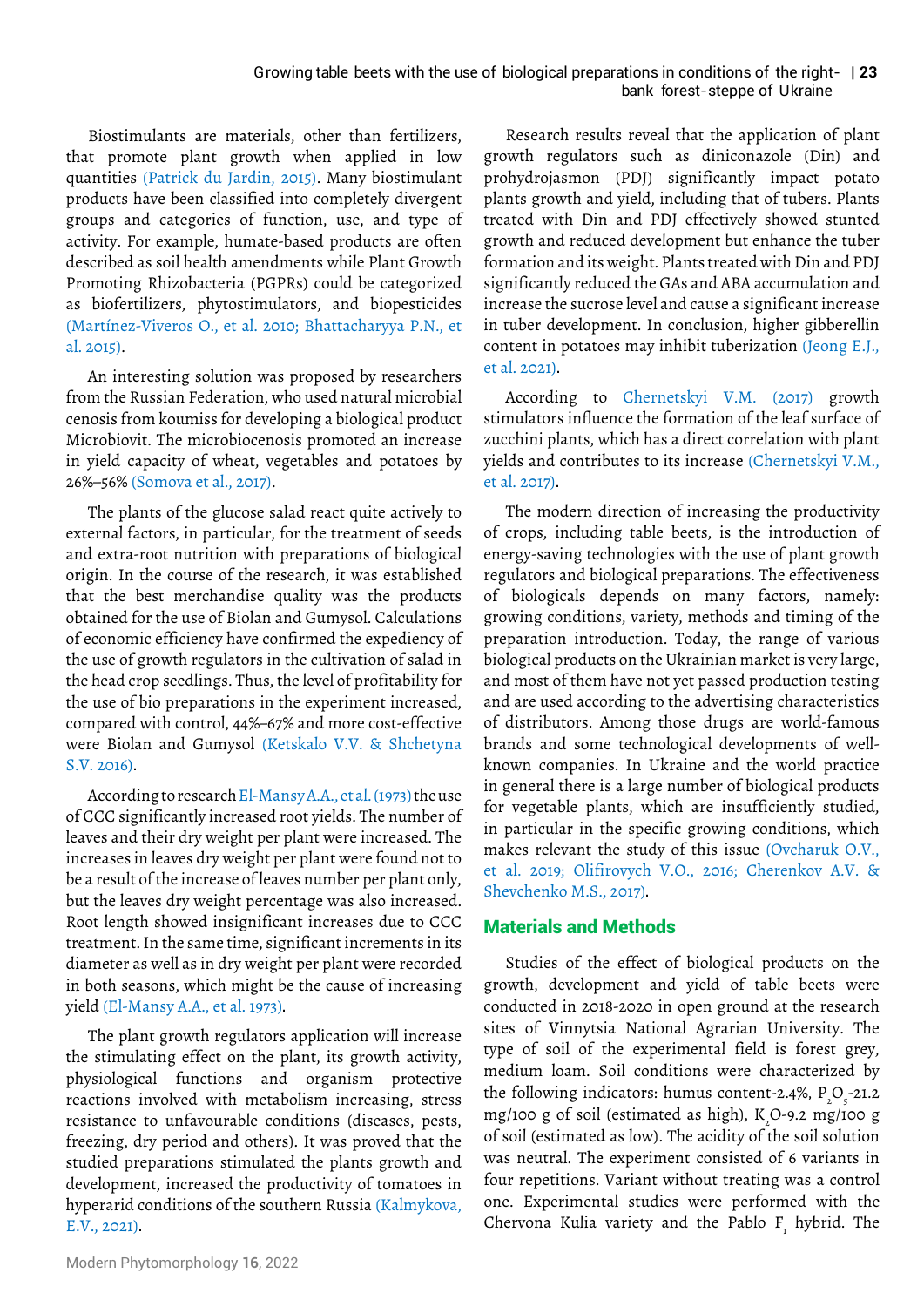Biostimulants are materials, other than fertilizers, that promote plant growth when applied in low quantities (Patrick du Jardin, 2015). Many biostimulant products have been classified into completely divergent groups and categories of function, use, and type of activity. For example, humate-based products are often described as soil health amendments while Plant Growth Promoting Rhizobacteria (PGPRs) could be categorized as biofertilizers, phytostimulators, and biopesticides (Martínez-Viveros O., et al. 2010; Bhattacharyya P.N., et al. 2015).

An interesting solution was proposed by researchers from the Russian Federation, who used natural microbial cenosis from koumiss for developing a biological product Microbiovit. The microbiocenosis promoted an increase in yield capacity of wheat, vegetables and potatoes by 26%–56% (Somova et al., 2017).

The plants of the glucose salad react quite actively to external factors, in particular, for the treatment of seeds and extra-root nutrition with preparations of biological origin. In the course of the research, it was established that the best merchandise quality was the products obtained for the use of Biolan and Gumysol. Calculations of economic efficiency have confirmed the expediency of the use of growth regulators in the cultivation of salad in the head crop seedlings. Thus, the level of profitability for the use of bio preparations in the experiment increased, compared with control, 44%–67% and more cost-effective were Biolan and Gumysol (Ketskalo V.V. & Shchetyna S.V. 2016).

According to research El-Mansy A.A., et al. (1973) the use of CCC significantly increased root yields. The number of leaves and their dry weight per plant were increased. The increases in leaves dry weight per plant were found not to be a result of the increase of leaves number per plant only, but the leaves dry weight percentage was also increased. Root length showed insignificant increases due to CCC treatment. In the same time, significant increments in its diameter as well as in dry weight per plant were recorded in both seasons, which might be the cause of increasing yield (El-Mansy A.A., et al. 1973).

The plant growth regulators application will increase the stimulating effect on the plant, its growth activity, physiological functions and organism protective reactions involved with metabolism increasing, stress resistance to unfavourable conditions (diseases, pests, freezing, dry period and others). It was proved that the studied preparations stimulated the plants growth and development, increased the productivity of tomatoes in hyperarid conditions of the southern Russia (Kalmykova, E.V., 2021).

Research results reveal that the application of plant growth regulators such as diniconazole (Din) and prohydrojasmon (PDJ) significantly impact potato plants growth and yield, including that of tubers. Plants treated with Din and PDJ effectively showed stunted growth and reduced development but enhance the tuber formation and its weight. Plants treated with Din and PDJ significantly reduced the GAs and ABA accumulation and increase the sucrose level and cause a significant increase in tuber development. In conclusion, higher gibberellin content in potatoes may inhibit tuberization (Jeong E.J., et al. 2021).

According to Chernetskyi V.M. (2017) growth stimulators influence the formation of the leaf surface of zucchini plants, which has a direct correlation with plant yields and contributes to its increase (Chernetskyi V.M., et al. 2017).

The modern direction of increasing the productivity of crops, including table beets, is the introduction of energy-saving technologies with the use of plant growth regulators and biological preparations. The effectiveness of biologicals depends on many factors, namely: growing conditions, variety, methods and timing of the preparation introduction. Today, the range of various biological products on the Ukrainian market is very large, and most of them have not yet passed production testing and are used according to the advertising characteristics of distributors. Among those drugs are world-famous brands and some technological developments of well-known companies. In Ukraine and the world practice in general there is a large number of biological products for vegetable plants, which are insufficiently studied, in particular in the specific growing conditions, which makes relevant the study of this issue (Ovcharuk O.V., et al. 2019; Olifirovych V.O., 2016; Cherenkov A.V. & Shevchenko M.S., 2017).

## Materials and Methods

Studies of the effect of biological products on the growth, development and yield of table beets were conducted in 2018-2020 in open ground at the research sites of Vinnytsia National Agrarian University. The type of soil of the experimental field is forest grey, medium loam. Soil conditions were characterized by the following indicators: humus content-2.4%, $P_2O_5$-21.2 mg/100 g of soil (estimated as high), $K_2O$-9.2 mg/100 g of soil (estimated as low). The acidity of the soil solution was neutral. The experiment consisted of 6 variants in four repetitions. Variant without treating was a control one. Experimental studies were performed with the Chervona Kulia variety and the Pablo $F_1$ hybrid. The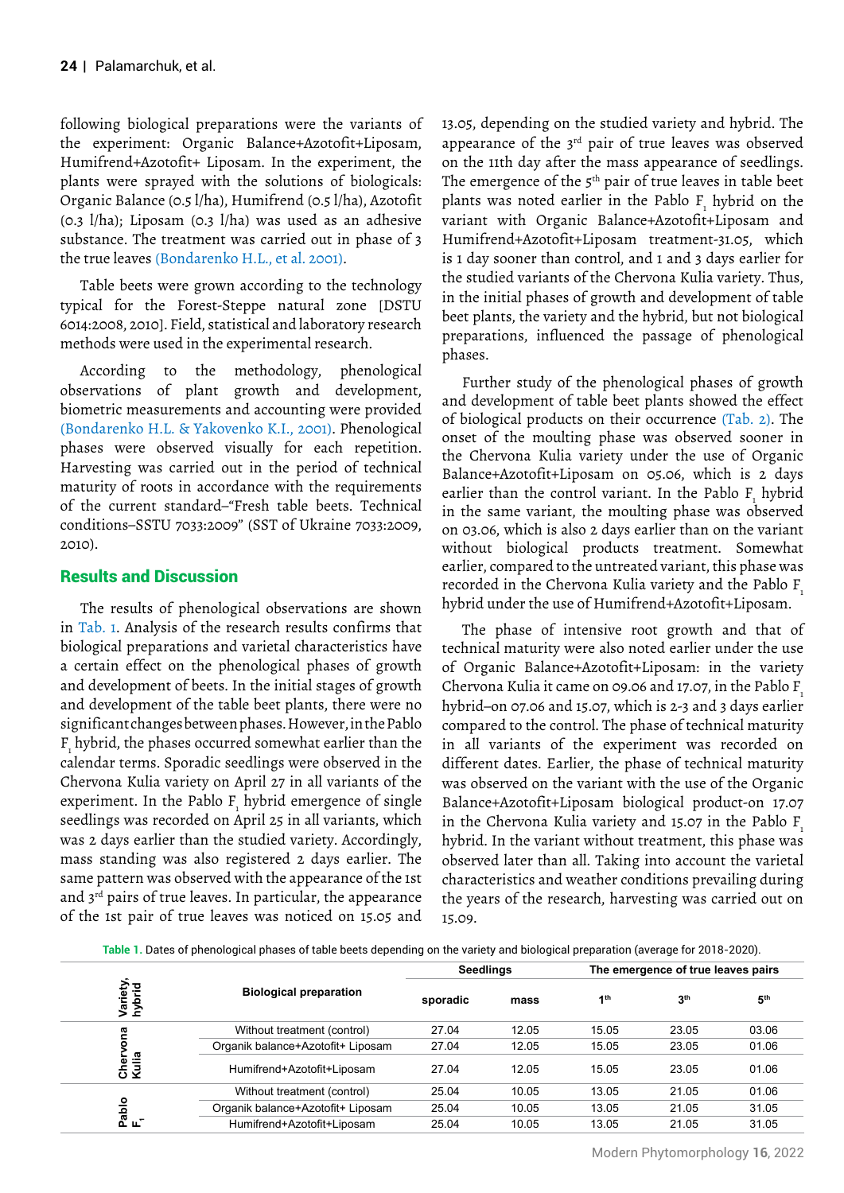following biological preparations were the variants of the experiment: Organic Balance+Azotofit+Liposam, Humifrend+Azotofit+ Liposam. In the experiment, the plants were sprayed with the solutions of biologicals: Organic Balance (0.5 l/ha), Humifrend (0.5 l/ha), Azotofit (0.3 l/ha); Liposam (0.3 l/ha) was used as an adhesive substance. The treatment was carried out in phase of 3 the true leaves (Bondarenko H.L., et al. 2001).

Table beets were grown according to the technology typical for the Forest-Steppe natural zone [DSTU 6014:2008, 2010]. Field, statistical and laboratory research methods were used in the experimental research.

According to the methodology, phenological observations of plant growth and development, biometric measurements and accounting were provided (Bondarenko H.L. & Yakovenko K.I., 2001). Phenological phases were observed visually for each repetition. Harvesting was carried out in the period of technical maturity of roots in accordance with the requirements of the current standard–"Fresh table beets. Technical conditions–SSTU 7033:2009" (SST of Ukraine 7033:2009, 2010).

## Results and Discussion

The results of phenological observations are shown in Tab. 1. Analysis of the research results confirms that biological preparations and varietal characteristics have a certain effect on the phenological phases of growth and development of beets. In the initial stages of growth and development of the table beet plants, there were no significant changes between phases. However, in the Pablo $F_1$ hybrid, the phases occurred somewhat earlier than the calendar terms. Sporadic seedlings were observed in the Chervona Kulia variety on April 27 in all variants of the experiment. In the Pablo $F_1$ hybrid emergence of single seedlings was recorded on April 25 in all variants, which was 2 days earlier than the studied variety. Accordingly, mass standing was also registered 2 days earlier. The same pattern was observed with the appearance of the 1st and 3rd pairs of true leaves. In particular, the appearance of the 1st pair of true leaves was noticed on 15.05 and 13.05, depending on the studied variety and hybrid. The appearance of the 3rd pair of true leaves was observed on the 11th day after the mass appearance of seedlings. The emergence of the 5th pair of true leaves in table beet plants was noted earlier in the Pablo $F_1$ hybrid on the variant with Organic Balance+Azotofit+Liposam and Humifrend+Azotofit+Liposam treatment-31.05, which is 1 day sooner than control, and 1 and 3 days earlier for the studied variants of the Chervona Kulia variety. Thus, in the initial phases of growth and development of table beet plants, the variety and the hybrid, but not biological preparations, influenced the passage of phenological phases.

Further study of the phenological phases of growth and development of table beet plants showed the effect of biological products on their occurrence (Tab. 2). The onset of the moulting phase was observed sooner in the Chervona Kulia variety under the use of Organic Balance+Azotofit+Liposam on 05.06, which is 2 days earlier than the control variant. In the Pablo $F_1$ hybrid in the same variant, the moulting phase was observed on 03.06, which is also 2 days earlier than on the variant without biological products treatment. Somewhat earlier, compared to the untreated variant, this phase was recorded in the Chervona Kulia variety and the Pablo $F_1$ hybrid under the use of Humifrend+Azotofit+Liposam.

The phase of intensive root growth and that of technical maturity were also noted earlier under the use of Organic Balance+Azotofit+Liposam: in the variety Chervona Kulia it came on 09.06 and 17.07, in the Pablo $F_1$ hybrid–on 07.06 and 15.07, which is 2-3 and 3 days earlier compared to the control. The phase of technical maturity in all variants of the experiment was recorded on different dates. Earlier, the phase of technical maturity was observed on the variant with the use of the Organic Balance+Azotofit+Liposam biological product-on 17.07 in the Chervona Kulia variety and 15.07 in the Pablo $F_1$ hybrid. In the variant without treatment, this phase was observed later than all. Taking into account the varietal characteristics and weather conditions prevailing during the years of the research, harvesting was carried out on 15.09.

Table 1. Dates of phenological phases of table beets depending on the variety and biological preparation (average for 2018-2020).

| Variety, hybrid | Biological preparation | Seedlings | | The emergence of true leaves pairs | | |
|---|---|---|---|---|---|---|
| | | sporadic | mass | 1th | 3th | 5th |
| Chervona Kulia | Without treatment (control) | 27.04 | 12.05 | 15.05 | 23.05 | 03.06 |
| | Organik balance+Azotofit+ Liposam | 27.04 | 12.05 | 15.05 | 23.05 | 01.06 |
| | Humifrend+Azotofit+Liposam | 27.04 | 12.05 | 15.05 | 23.05 | 01.06 |
| Pablo $F_1$ | Without treatment (control) | 25.04 | 10.05 | 13.05 | 21.05 | 01.06 |
| | Organik balance+Azotofit+ Liposam | 25.04 | 10.05 | 13.05 | 21.05 | 31.05 |
| | Humifrend+Azotofit+Liposam | 25.04 | 10.05 | 13.05 | 21.05 | 31.05 |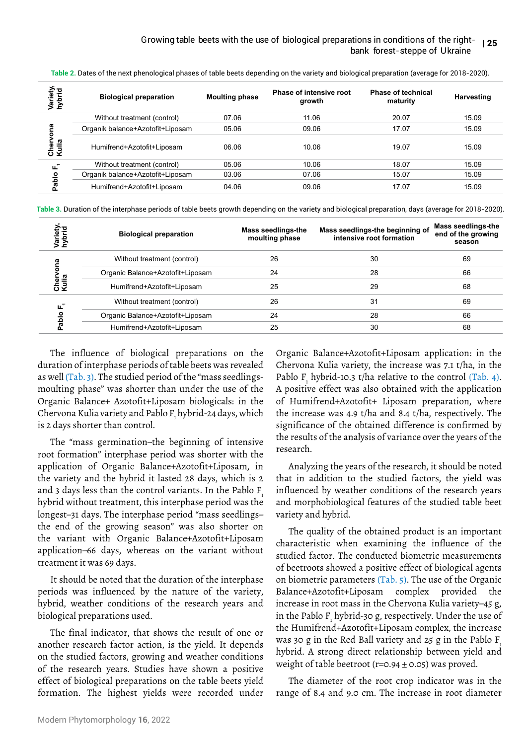**Table 2.** Dates of the next phenological phases of table beets depending on the variety and biological preparation (average for 2018-2020).

| Variety, hybrid | Biological preparation | Moulting phase | Phase of intensive root growth | Phase of technical maturity | Harvesting |
|---|---|---|---|---|---|
| Chervona Kulia | Without treatment (control) | 07.06 | 11.06 | 20.07 | 15.09 |
| | Organik balance+Azotofit+Liposam | 05.06 | 09.06 | 17.07 | 15.09 |
| | Humifrend+Azotofit+Liposam | 06.06 | 10.06 | 19.07 | 15.09 |
| Pablo $F_1$ | Without treatment (control) | 05.06 | 10.06 | 18.07 | 15.09 |
| | Organik balance+Azotofit+Liposam | 03.06 | 07.06 | 15.07 | 15.09 |
| | Humifrend+Azotofit+Liposam | 04.06 | 09.06 | 17.07 | 15.09 |

**Table 3.** Duration of the interphase periods of table beets growth depending on the variety and biological preparation, days (average for 2018-2020).

| Variety, hybrid | Biological preparation | Mass seedlings-the moulting phase | Mass seedlings-the beginning of intensive root formation | Mass seedlings-the end of the growing season |
|---|---|---|---|---|
| Chervona Kulia | Without treatment (control) | 26 | 30 | 69 |
| | Organic Balance+Azotofit+Liposam | 24 | 28 | 66 |
| | Humifrend+Azotofit+Liposam | 25 | 29 | 68 |
| Pablo $F_1$ | Without treatment (control) | 26 | 31 | 69 |
| | Organic Balance+Azotofit+Liposam | 24 | 28 | 66 |
| | Humifrend+Azotofit+Liposam | 25 | 30 | 68 |

The influence of biological preparations on the duration of interphase periods of table beets was revealed as well (Tab. 3). The studied period of the "mass seedlings-moulting phase" was shorter than under the use of the Organic Balance+ Azotofit+Liposam biologicals: in the Chervona Kulia variety and Pablo $F_1$ hybrid-24 days, which is 2 days shorter than control.

The "mass germination–the beginning of intensive root formation" interphase period was shorter with the application of Organic Balance+Azotofit+Liposam, in the variety and the hybrid it lasted 28 days, which is 2 and 3 days less than the control variants. In the Pablo $F_1$ hybrid without treatment, this interphase period was the longest–31 days. The interphase period "mass seedlings–the end of the growing season" was also shorter on the variant with Organic Balance+Azotofit+Liposam application–66 days, whereas on the variant without treatment it was 69 days.

It should be noted that the duration of the interphase periods was influenced by the nature of the variety, hybrid, weather conditions of the research years and biological preparations used.

The final indicator, that shows the result of one or another research factor action, is the yield. It depends on the studied factors, growing and weather conditions of the research years. Studies have shown a positive effect of biological preparations on the table beets yield formation. The highest yields were recorded under Organic Balance+Azotofit+Liposam application: in the Chervona Kulia variety, the increase was 7.1 t/ha, in the Pablo $F_1$ hybrid-10.3 t/ha relative to the control (Tab. 4). A positive effect was also obtained with the application of Humifrend+Azotofit+ Liposam preparation, where the increase was 4.9 t/ha and 8.4 t/ha, respectively. The significance of the obtained difference is confirmed by the results of the analysis of variance over the years of the research.

Analyzing the years of the research, it should be noted that in addition to the studied factors, the yield was influenced by weather conditions of the research years and morphobiological features of the studied table beet variety and hybrid.

The quality of the obtained product is an important characteristic when examining the influence of the studied factor. The conducted biometric measurements of beetroots showed a positive effect of biological agents on biometric parameters (Tab. 5). The use of the Organic Balance+Azotofit+Liposam complex provided the increase in root mass in the Chervona Kulia variety–45 g, in the Pablo $F_1$ hybrid-30 g, respectively. Under the use of the Humifrend+Azotofit+Liposam complex, the increase was 30 g in the Red Ball variety and 25 g in the Pablo $F_1$ hybrid. A strong direct relationship between yield and weight of table beetroot ($r=0.94 \pm 0.05$) was proved.

The diameter of the root crop indicator was in the range of 8.4 and 9.0 cm. The increase in root diameter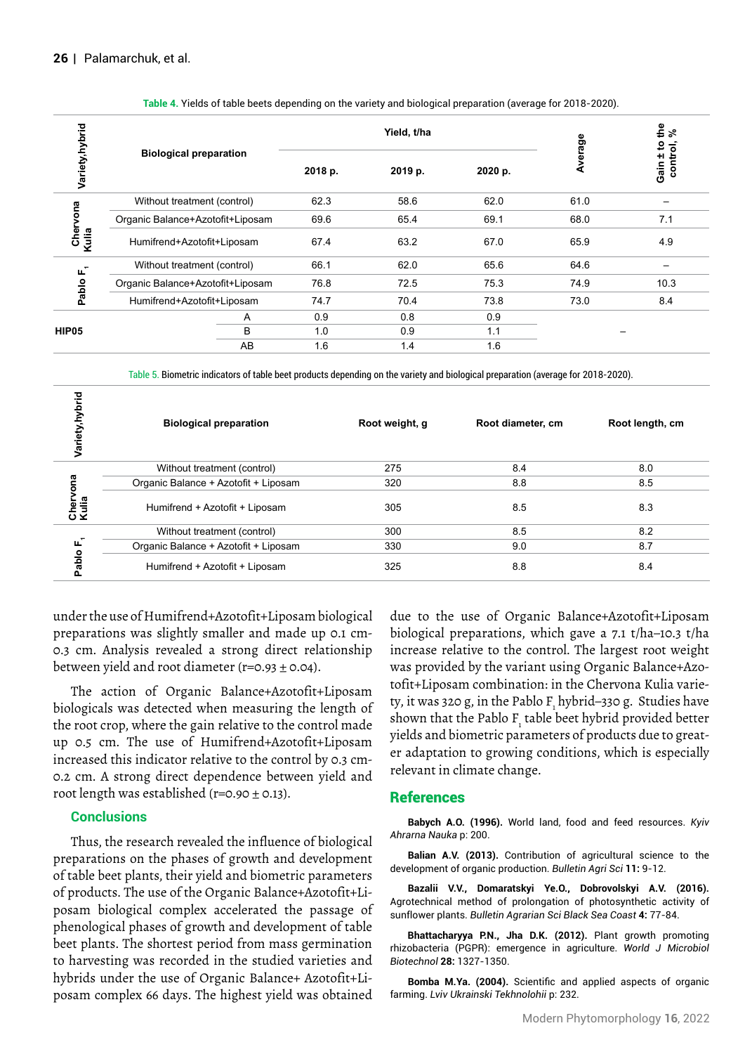Table 4. Yields of table beets depending on the variety and biological preparation (average for 2018-2020).

| Variety,hybrid | Biological preparation | Yield, t/ha | | | Average | Gain ± to the control, % |
|---|---|---|---|---|---|---|
| | | 2018 p. | 2019 p. | 2020 p. | | |
| Chervona Kulia | Without treatment (control) | 62.3 | 58.6 | 62.0 | 61.0 | – |
| | Organic Balance+Azotofit+Liposam | 69.6 | 65.4 | 69.1 | 68.0 | 7.1 |
| | Humifrend+Azotofit+Liposam | 67.4 | 63.2 | 67.0 | 65.9 | 4.9 |
| Pablo $F_1$ | Without treatment (control) | 66.1 | 62.0 | 65.6 | 64.6 | – |
| | Organic Balance+Azotofit+Liposam | 76.8 | 72.5 | 75.3 | 74.9 | 10.3 |
| | Humifrend+Azotofit+Liposam | 74.7 | 70.4 | 73.8 | 73.0 | 8.4 |
| HIP05 | A | 0.9 | 0.8 | 0.9 | – | |
| | B | 1.0 | 0.9 | 1.1 | | |
| | AB | 1.6 | 1.4 | 1.6 | | |

Table 5. Biometric indicators of table beet products depending on the variety and biological preparation (average for 2018-2020).

| Variety,hybrid | Biological preparation | Root weight, g | Root diameter, cm | Root length, cm |
|---|---|---|---|---|
| Chervona Kulia | Without treatment (control) | 275 | 8.4 | 8.0 |
| | Organic Balance + Azotofit + Liposam | 320 | 8.8 | 8.5 |
| | Humifrend + Azotofit + Liposam | 305 | 8.5 | 8.3 |
| Pablo $F_1$ | Without treatment (control) | 300 | 8.5 | 8.2 |
| | Organic Balance + Azotofit + Liposam | 330 | 9.0 | 8.7 |
| | Humifrend + Azotofit + Liposam | 325 | 8.8 | 8.4 |

under the use of Humifrend+Azotofit+Liposam biological preparations was slightly smaller and made up 0.1 cm-0.3 cm. Analysis revealed a strong direct relationship between yield and root diameter ($r=0.93 \pm 0.04$).

The action of Organic Balance+Azotofit+Liposam biologicals was detected when measuring the length of the root crop, where the gain relative to the control made up 0.5 cm. The use of Humifrend+Azotofit+Liposam increased this indicator relative to the control by 0.3 cm-0.2 cm. A strong direct dependence between yield and root length was established ($r=0.90 \pm 0.13$).

## Conclusions

Thus, the research revealed the influence of biological preparations on the phases of growth and development of table beet plants, their yield and biometric parameters of products. The use of the Organic Balance+Azotofit+Liposam biological complex accelerated the passage of phenological phases of growth and development of table beet plants. The shortest period from mass germination to harvesting was recorded in the studied varieties and hybrids under the use of Organic Balance+ Azotofit+Liposam complex 66 days. The highest yield was obtained due to the use of Organic Balance+Azotofit+Liposam biological preparations, which gave a 7.1 t/ha–10.3 t/ha increase relative to the control. The largest root weight was provided by the variant using Organic Balance+Azotofit+Liposam combination: in the Chervona Kulia variety, it was 320 g, in the Pablo $F_1$ hybrid–330 g. Studies have shown that the Pablo $F_1$ table beet hybrid provided better yields and biometric parameters of products due to greater adaptation to growing conditions, which is especially relevant in climate change.

## References

**Babych A.O. (1996).** World land, food and feed resources. *Kyiv Ahrarna Nauka* p: 200.

**Balian A.V. (2013).** Contribution of agricultural science to the development of organic production. *Bulletin Agri Sci* **11:** 9-12.

**Bazalii V.V., Domaratskyi Ye.O., Dobrovolskyi A.V. (2016).** Agrotechnical method of prolongation of photosynthetic activity of sunflower plants. *Bulletin Agrarian Sci Black Sea Coast* **4:** 77-84.

**Bhattacharyya P.N., Jha D.K. (2012).** Plant growth promoting rhizobacteria (PGPR): emergence in agriculture. *World J Microbiol Biotechnol* **28:** 1327-1350.

**Bomba M.Ya. (2004).** Scientific and applied aspects of organic farming. *Lviv Ukrainski Tekhnolohii* p: 232.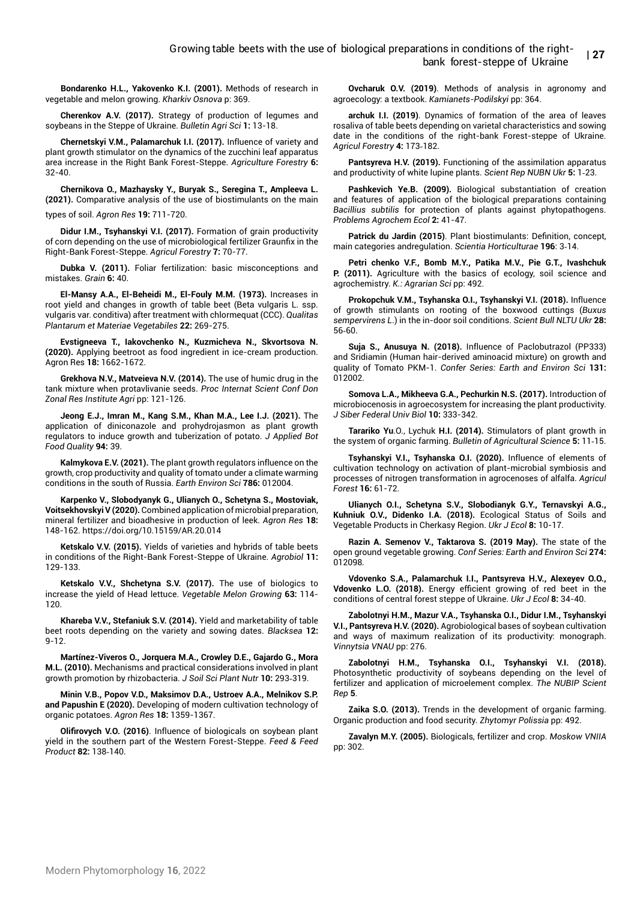**Bondarenko H.L., Yakovenko K.I. (2001).** Methods of research in vegetable and melon growing. *Kharkiv Osnova* p: 369.

**Cherenkov A.V. (2017).** Strategy of production of legumes and soybeans in the Steppe of Ukraine. *Bulletin Agri Sci* **1:** 13-18.

**Chernetskyi V.M., Palamarchuk I.I. (2017).** Influence of variety and plant growth stimulator on the dynamics of the zucchini leaf apparatus area increase in the Right Bank Forest-Steppe. *Agriculture Forestry* **6:** 32-40.

**Chernikova O., Mazhaysky Y., Buryak S., Seregina T., Ampleeva L. (2021).** Comparative analysis of the use of biostimulants on the main types of soil. *Agron Res* **19:** 711-720.

**Didur I.M., Tsyhanskyi V.I. (2017).** Formation of grain productivity of corn depending on the use of microbiological fertilizer Graunfix in the Right-Bank Forest-Steppe. *Agricul Forestry* **7:** 70-77.

**Dubka V. (2011).** Foliar fertilization: basic misconceptions and mistakes. *Grain* **6:** 40.

**El-Mansy A.A., El-Beheidi M., El-Fouly M.M. (1973).** Increases in root yield and changes in growth of table beet (Beta vulgaris L. ssp. vulgaris var. conditiva) after treatment with chlormequat (CCC). *Qualitas Plantarum et Materiae Vegetabiles* **22:** 269-275.

**Evstigneeva T., Iakovchenko N., Kuzmicheva N., Skvortsova N. (2020).** Applying beetroot as food ingredient in ice-cream production. Agron Res **18:** 1662-1672.

**Grekhova N.V., Matveieva N.V. (2014).** The use of humic drug in the tank mixture when protavlivanie seeds. *Proc Internat Scient Conf Don Zonal Res Institute Agri* pp: 121-126.

**Jeong E.J., Imran M., Kang S.M., Khan M.A., Lee I.J. (2021).** The application of diniconazole and prohydrojasmon as plant growth regulators to induce growth and tuberization of potato. *J Applied Bot Food Quality* **94:** 39.

**Kalmykova E.V. (2021).** The plant growth regulators influence on the growth, crop productivity and quality of tomato under a climate warming conditions in the south of Russia. *Earth Environ Sci* **786:** 012004.

**Karpenko V., Slobodyanyk G., Ulianych O., Schetyna S., Mostoviak, Voitsekhovskyi V (2020).** Combined application of microbial preparation, mineral fertilizer and bioadhesive in production of leek. *Agron Res* **18:** 148-162. https://doi.org/10.15159/AR.20.014

**Ketskalo V.V. (2015).** Yields of varieties and hybrids of table beets in conditions of the Right-Bank Forest-Steppe of Ukraine. *Agrobiol* **11:** 129-133.

**Ketskalo V.V., Shchetyna S.V. (2017).** The use of biologics to increase the yield of Head lettuce. *Vegetable Melon Growing* **63:** 114-120.

**Khareba V.V., Stefaniuk S.V. (2014).** Yield and marketability of table beet roots depending on the variety and sowing dates. *Blacksea* **12:** 9-12.

**Martínez-Viveros O., Jorquera M.A., Crowley D.E., Gajardo G., Mora M.L. (2010).** Mechanisms and practical considerations involved in plant growth promotion by rhizobacteria. *J Soil Sci Plant Nutr* **10:** 293-319.

**Minin V.B., Popov V.D., Maksimov D.A., Ustroev A.A., Melnikov S.P. and Papushin E (2020).** Developing of modern cultivation technology of organic potatoes. *Agron Res* **18:** 1359-1367.

**Olifirovych V.O. (2016)**. Influence of biologicals on soybean plant yield in the southern part of the Western Forest-Steppe. *Feed & Feed Product* **82:** 138-140.

**Ovcharuk O.V. (2019)**. Methods of analysis in agronomy and agroecology: a textbook. *Kamianets-Podilskyi* pp: 364.

**archuk I.I. (2019)**. Dynamics of formation of the area of leaves rosaliva of table beets depending on varietal characteristics and sowing date in the conditions of the right-bank Forest-steppe of Ukraine. *Agricul Forestry* **4:** 173-182.

**Pantsyreva H.V. (2019).** Functioning of the assimilation apparatus and productivity of white lupine plants. *Scient Rep NUBN Ukr* **5:** 1-23.

**Pashkevich Ye.B. (2009).** Biological substantiation of creation and features of application of the biological preparations containing *Bacillius subtilis* for protection of plants against phytopathogens. *Problems Agrochem Ecol* **2:** 41-47.

**Patrick du Jardin (2015)**. Plant biostimulants: Definition, concept, main categories andregulation. *Scientia Horticulturae* **196**: 3-14.

**Petri chenko V.F., Bomb M.Y., Patika M.V., Pie G.T., Ivashchuk P. (2011).** Agriculture with the basics of ecology, soil science and agrochemistry. *K.: Agrarian Sci* pp: 492.

**Prokopchuk V.M., Tsyhanska O.I., Tsyhanskyi V.I. (2018).** Influence of growth stimulants on rooting of the boxwood cuttings (*Buxus sempervirens L.*) in the in-door soil conditions. *Scient Bull NLTU Ukr* **28:** 56-60.

**Suja S., Anusuya N. (2018).** Influence of Paclobutrazol (PP333) and Sridiamin (Human hair-derived aminoacid mixture) on growth and quality of Tomato PKM-1. *Confer Series: Earth and Environ Sci* **131:** 012002.

**Somova L.A., Mikheeva G.A., Pechurkin N.S. (2017).** Introduction of microbiocenosis in agroecosystem for increasing the plant productivity. *J Siber Federal Univ Biol* **10:** 333-342.

**Tarariko Yu**.O., Lychuk **H.I. (2014).** Stimulators of plant growth in the system of organic farming. *Bulletin of Agricultural Science* **5:** 11-15.

**Tsyhanskyi V.I., Tsyhanska O.I. (2020).** Influence of elements of cultivation technology on activation of plant-microbial symbiosis and processes of nitrogen transformation in agrocenoses of alfalfa. *Agricul Forest* **16:** 61-72.

**Ulianych O.I., Schetyna S.V., Slobodianyk G.Y., Ternavskyi A.G., Kuhniuk O.V., Didenko I.A. (2018).** Ecological Status of Soils and Vegetable Products in Cherkasy Region. *Ukr J Ecol* **8:** 10-17.

**Razin A. Semenov V., Taktarova S. (2019 May).** The state of the open ground vegetable growing. *Conf Series: Earth and Environ Sci* **274:** 012098.

**Vdovenko S.A., Palamarchuk I.I., Pantsyreva H.V., Alexeyev O.O., Vdovenko L.O. (2018).** Energy efficient growing of red beet in the conditions of central forest steppe of Ukraine. *Ukr J Ecol* **8:** 34-40.

**Zabolotnyi H.M., Mazur V.A., Tsyhanska O.I., Didur I.M., Tsyhanskyi V.I., Pantsyreva H.V. (2020).** Agrobiological bases of soybean cultivation and ways of maximum realization of its productivity: monograph. *Vinnytsia VNAU* pp: 276.

**Zabolotnyi H.M., Tsyhanska O.I., Tsyhanskyi V.I. (2018).** Photosynthetic productivity of soybeans depending on the level of fertilizer and application of microelement complex. *The NUBIP Scient Rep* **5**.

**Zaika S.O. (2013).** Trends in the development of organic farming. Organic production and food security. *Zhytomyr Polissia* pp: 492.

**Zavalyn M.Y. (2005).** Biologicals, fertilizer and crop. *Moskow VNIIA* pp: 302.